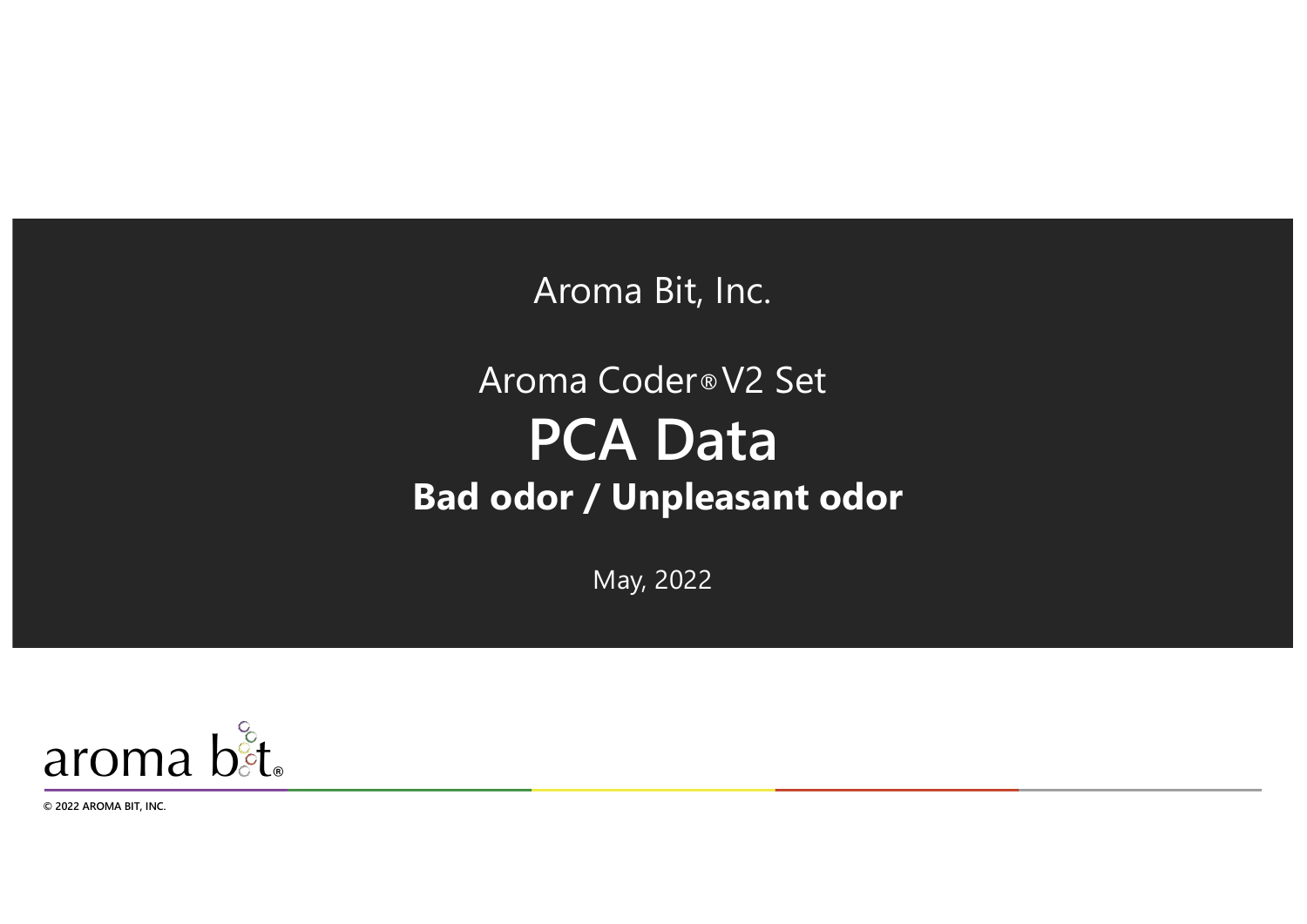Aroma Bit, Inc.

Aroma Coder® V2 Set

# PCA Data

## Bad odor / Unpleasant odor

May, 2022

aroma bit®

© 2022 AROMA BIT, INC.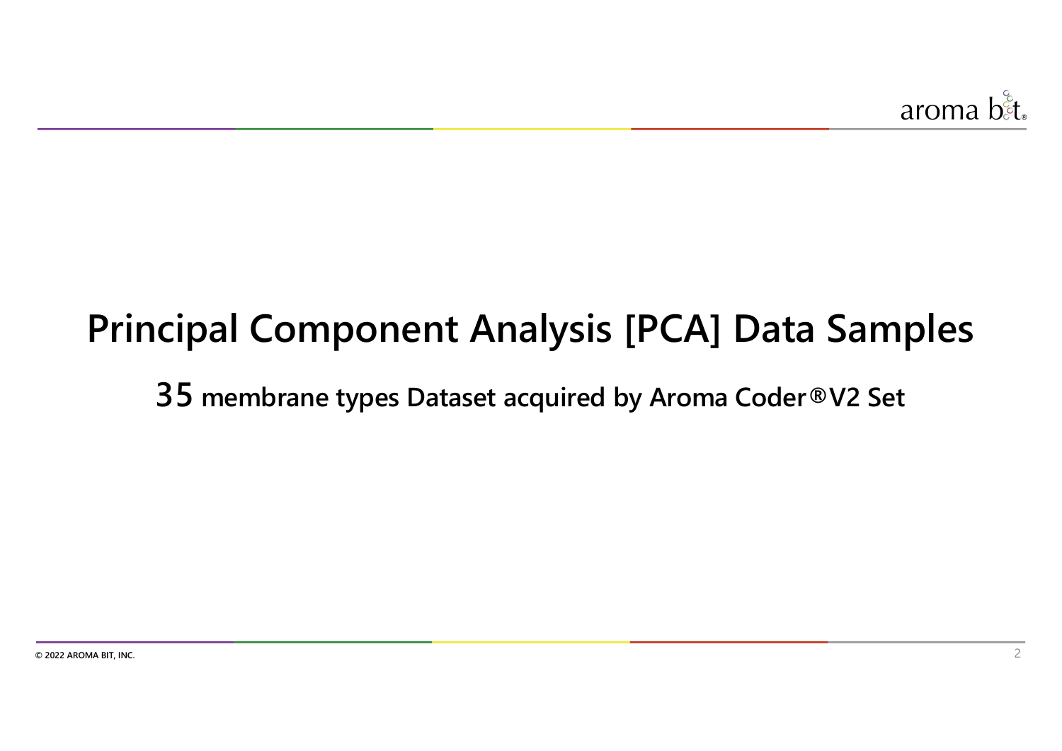# Principal Component Analysis [PCA] Data Samples

## 35 membrane types Dataset acquired by Aroma Coder®V2 Set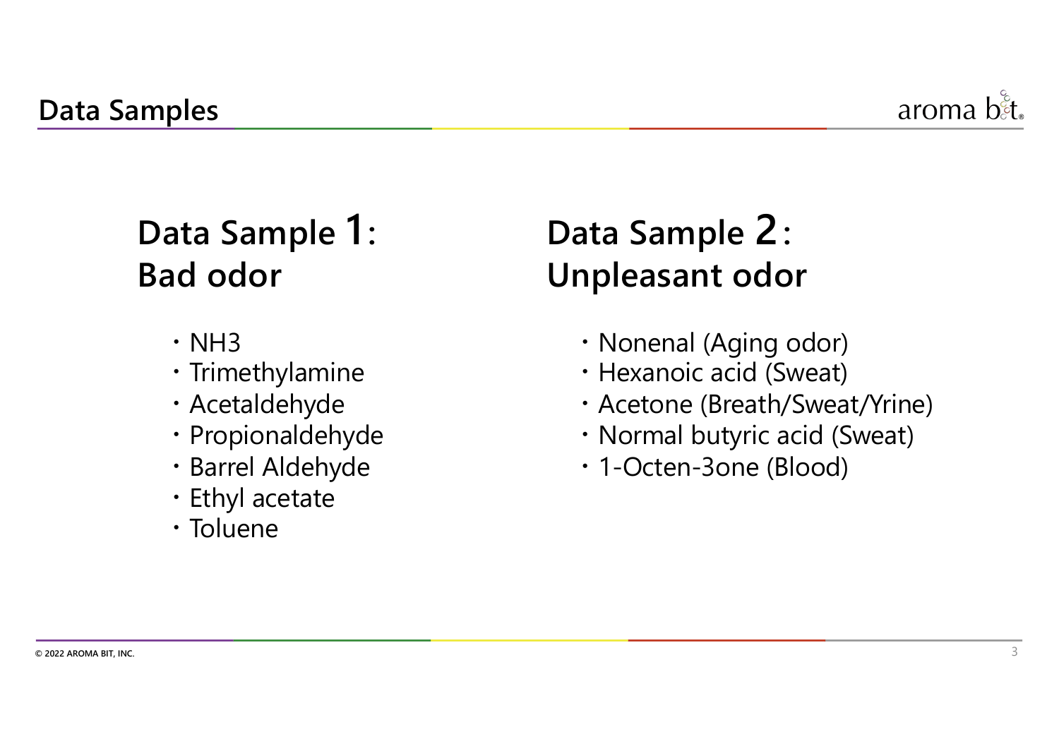# Data Samples

## Data Sample 1: Bad odor

- NH3
- Trimethylamine
- Acetaldehyde
- Propionaldehyde
- Barrel Aldehyde
- Ethyl acetate
- Toluene

## Data Sample 2: Unpleasant odor

- Nonenal (Aging odor)
- Hexanoic acid (Sweat)
- Acetone (Breath/Sweat/Yrine)
- Normal butyric acid (Sweat)
- 1-Octen-3one (Blood)

© 2022 AROMA BIT, INC.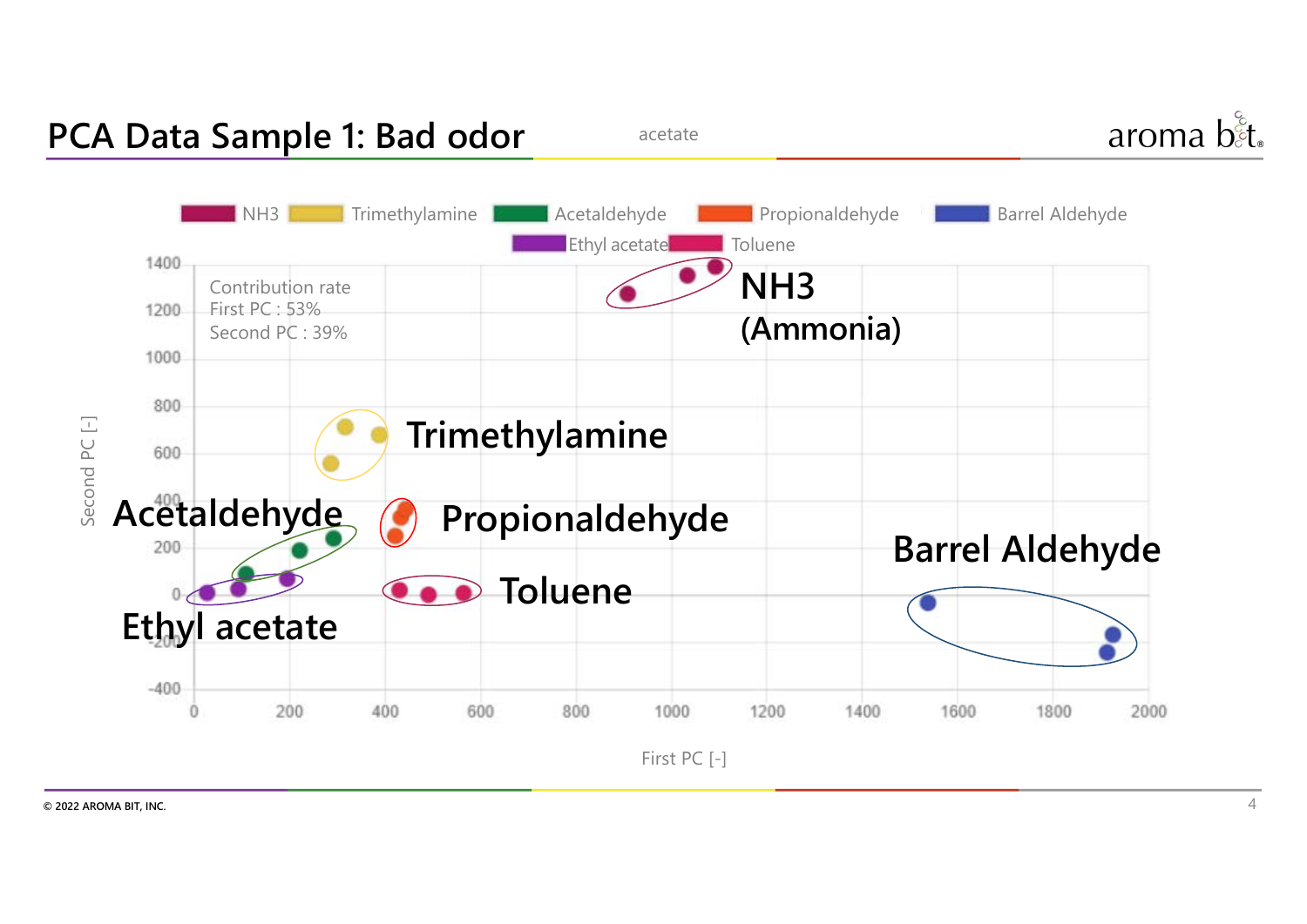# PCA Data Sample 1: Bad odor

acetate

NH3 | Trimethylamine | Acetaldehyde | Propionaldehyde | Barrel Aldehyde | Ethyl acetate | Toluene

Contribution rate
First PC : 53%
Second PC : 39%

NH3 (Ammonia)

Trimethylamine

Acetaldehyde

Propionaldehyde

Barrel Aldehyde

Toluene

Ethyl acetate

Second PC [-]

First PC [-]

© 2022 AROMA BIT, INC.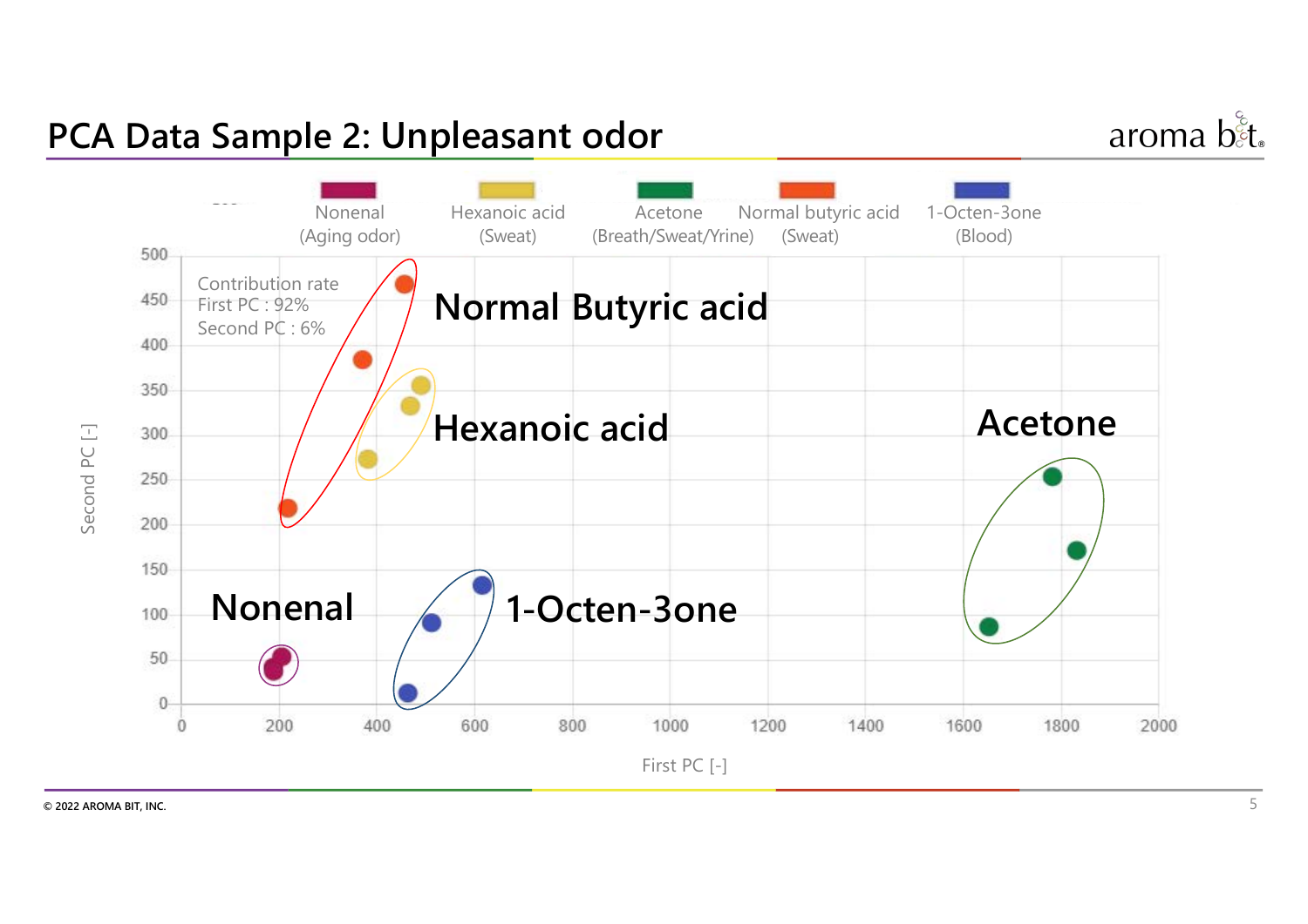# PCA Data Sample 2: Unpleasant odor

| Nonenal (Aging odor) | Hexanoic acid (Sweat) | Acetone (Breath/Sweat/Yrine) | Normal butyric acid (Sweat) | 1-Octen-3one (Blood) |
|---|---|---|---|---|

Contribution rate
First PC : 92%
Second PC : 6%

Normal Butyric acid

Hexanoic acid

Acetone

Nonenal

1-Octen-3one

Second PC [-]

First PC [-]

© 2022 AROMA BIT, INC.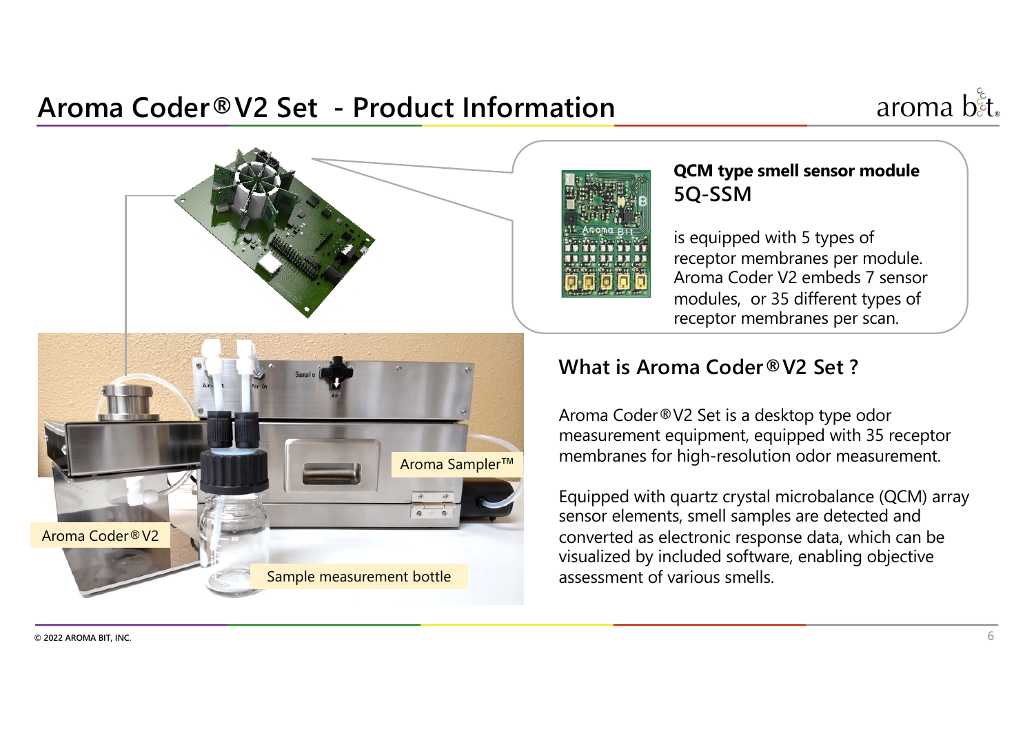# Aroma Coder®V2 Set - Product Information

**QCM type smell sensor module**
**5Q-SSM**

is equipped with 5 types of receptor membranes per module. Aroma Coder V2 embeds 7 sensor modules, or 35 different types of receptor membranes per scan.

Aroma Sampler™

Aroma Coder®V2

Sample measurement bottle

## What is Aroma Coder®V2 Set ?

Aroma Coder®V2 Set is a desktop type odor measurement equipment, equipped with 35 receptor membranes for high-resolution odor measurement.

Equipped with quartz crystal microbalance (QCM) array sensor elements, smell samples are detected and converted as electronic response data, which can be visualized by included software, enabling objective assessment of various smells.

© 2022 AROMA BIT, INC.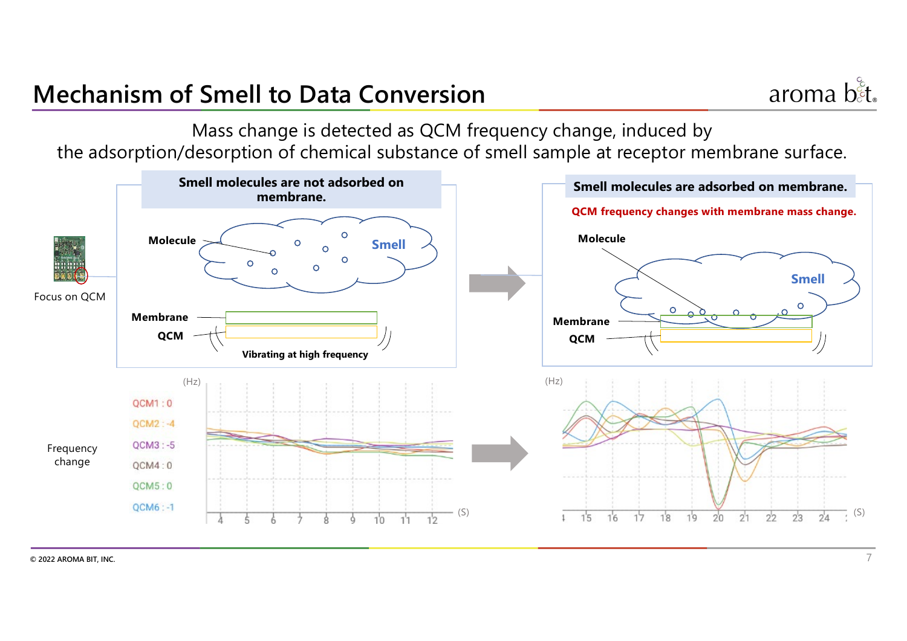# Mechanism of Smell to Data Conversion

Mass change is detected as QCM frequency change, induced by the adsorption/desorption of chemical substance of smell sample at receptor membrane surface.

**Smell molecules are not adsorbed on membrane.**

Focus on QCM

Molecule

Smell

Membrane

QCM

Vibrating at high frequency

**Smell molecules are adsorbed on membrane.**

**QCM frequency changes with membrane mass change.**

Molecule

Smell

Membrane

QCM

Frequency change

(Hz)

QCM1 : 0

QCM2 : -4

QCM3 : -5

QCM4 : 0

QCM5 : 0

QCM6 : -1

4 5 6 7 8 9 10 11 12 (S)

(Hz)

15 16 17 18 19 20 21 22 23 24 (S)

© 2022 AROMA BIT, INC.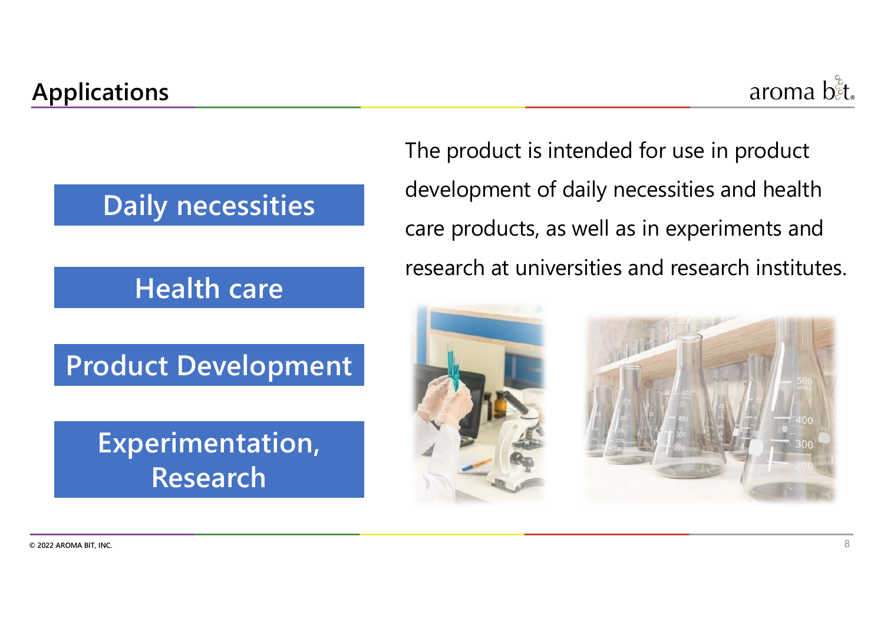## Applications

- Daily necessities
- Health care
- Product Development
- Experimentation, Research

The product is intended for use in product development of daily necessities and health care products, as well as in experiments and research at universities and research institutes.

© 2022 AROMA BIT, INC.